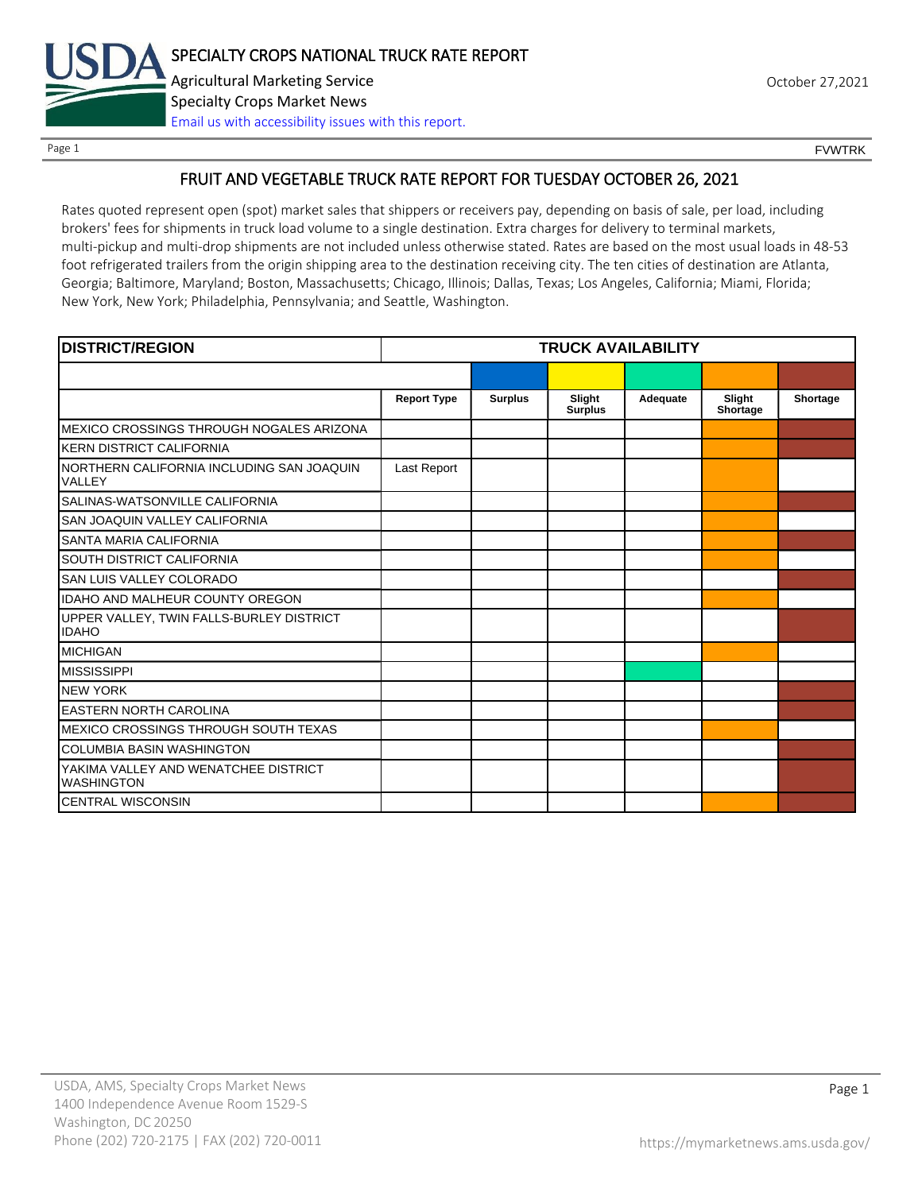# SPECIALTY CROPS NATIONAL TRUCK RATE REPORT

Agricultural Marketing Service

Specialty Crops Market News

Email us with accessibility issues with this report.

October 27,2021

FVWTRK

## FRUIT AND VEGETABLE TRUCK RATE REPORT FOR TUESDAY OCTOBER 26, 2021

Rates quoted represent open (spot) market sales that shippers or receivers pay, depending on basis of sale, per load, including brokers' fees for shipments in truck load volume to a single destination. Extra charges for delivery to terminal markets, multi-pickup and multi-drop shipments are not included unless otherwise stated. Rates are based on the most usual loads in 48-53 foot refrigerated trailers from the origin shipping area to the destination receiving city. The ten cities of destination are Atlanta, Georgia; Baltimore, Maryland; Boston, Massachusetts; Chicago, Illinois; Dallas, Texas; Los Angeles, California; Miami, Florida; New York, New York; Philadelphia, Pennsylvania; and Seattle, Washington.

| DISTRICT/REGION | TRUCK AVAILABILITY | | | | | |
|---|---|---|---|---|---|---|
| | Report Type | Surplus | Slight Surplus | Adequate | Slight Shortage | Shortage |
| MEXICO CROSSINGS THROUGH NOGALES ARIZONA | | | | | ■ | ■ |
| KERN DISTRICT CALIFORNIA | | | | | ■ | ■ |
| NORTHERN CALIFORNIA INCLUDING SAN JOAQUIN VALLEY | Last Report | | | | ■ | |
| SALINAS-WATSONVILLE CALIFORNIA | | | | | | ■ |
| SAN JOAQUIN VALLEY CALIFORNIA | | | | | ■ | |
| SANTA MARIA CALIFORNIA | | | | | ■ | ■ |
| SOUTH DISTRICT CALIFORNIA | | | | | ■ | |
| SAN LUIS VALLEY COLORADO | | | | | | ■ |
| IDAHO AND MALHEUR COUNTY OREGON | | | | | ■ | |
| UPPER VALLEY, TWIN FALLS-BURLEY DISTRICT IDAHO | | | | | | ■ |
| MICHIGAN | | | | | ■ | |
| MISSISSIPPI | | | | ■ | | |
| NEW YORK | | | | | | ■ |
| EASTERN NORTH CAROLINA | | | | | | ■ |
| MEXICO CROSSINGS THROUGH SOUTH TEXAS | | | | | ■ | |
| COLUMBIA BASIN WASHINGTON | | | | | | ■ |
| YAKIMA VALLEY AND WENATCHEE DISTRICT WASHINGTON | | | | | | ■ |
| CENTRAL WISCONSIN | | | | | ■ | ■ |

USDA, AMS, Specialty Crops Market News
1400 Independence Avenue Room 1529-S
Washington, DC 20250
Phone (202) 720-2175 | FAX (202) 720-0011

https://mymarketnews.ams.usda.gov/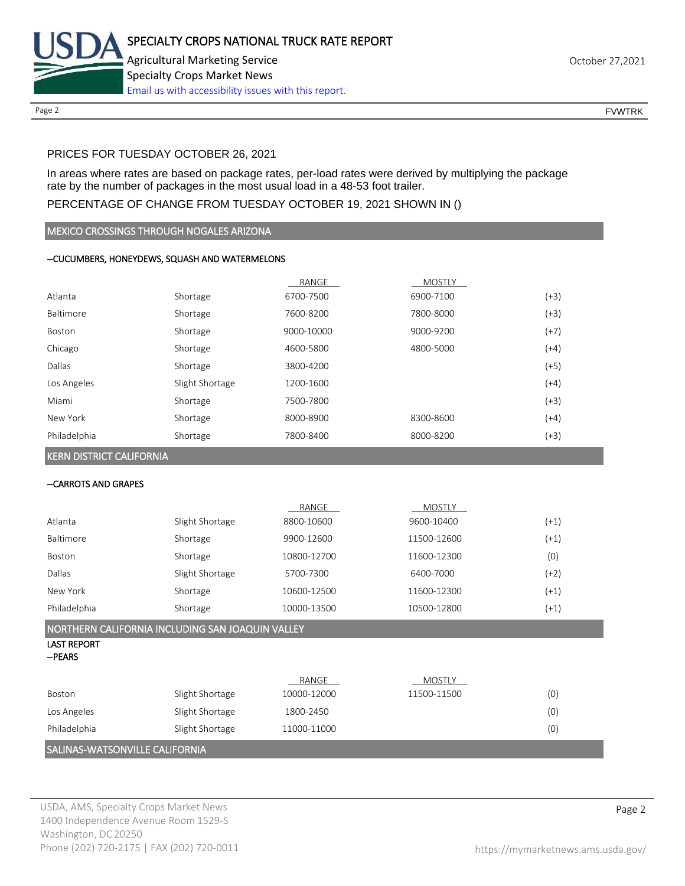PRICES FOR TUESDAY OCTOBER 26, 2021

In areas where rates are based on package rates, per-load rates were derived by multiplying the package rate by the number of packages in the most usual load in a 48-53 foot trailer.

PERCENTAGE OF CHANGE FROM TUESDAY OCTOBER 19, 2021 SHOWN IN ()

## MEXICO CROSSINGS THROUGH NOGALES ARIZONA

--CUCUMBERS, HONEYDEWS, SQUASH AND WATERMELONS

| | | RANGE | MOSTLY | |
|---|---|---|---|---|
| Atlanta | Shortage | 6700-7500 | 6900-7100 | (+3) |
| Baltimore | Shortage | 7600-8200 | 7800-8000 | (+3) |
| Boston | Shortage | 9000-10000 | 9000-9200 | (+7) |
| Chicago | Shortage | 4600-5800 | 4800-5000 | (+4) |
| Dallas | Shortage | 3800-4200 | | (+5) |
| Los Angeles | Slight Shortage | 1200-1600 | | (+4) |
| Miami | Shortage | 7500-7800 | | (+3) |
| New York | Shortage | 8000-8900 | 8300-8600 | (+4) |
| Philadelphia | Shortage | 7800-8400 | 8000-8200 | (+3) |

## KERN DISTRICT CALIFORNIA

--CARROTS AND GRAPES

| | | RANGE | MOSTLY | |
|---|---|---|---|---|
| Atlanta | Slight Shortage | 8800-10600 | 9600-10400 | (+1) |
| Baltimore | Shortage | 9900-12600 | 11500-12600 | (+1) |
| Boston | Shortage | 10800-12700 | 11600-12300 | (0) |
| Dallas | Slight Shortage | 5700-7300 | 6400-7000 | (+2) |
| New York | Shortage | 10600-12500 | 11600-12300 | (+1) |
| Philadelphia | Shortage | 10000-13500 | 10500-12800 | (+1) |

## NORTHERN CALIFORNIA INCLUDING SAN JOAQUIN VALLEY

LAST REPORT

--PEARS

| | | RANGE | MOSTLY | |
|---|---|---|---|---|
| Boston | Slight Shortage | 10000-12000 | 11500-11500 | (0) |
| Los Angeles | Slight Shortage | 1800-2450 | | (0) |
| Philadelphia | Slight Shortage | 11000-11000 | | (0) |

## SALINAS-WATSONVILLE CALIFORNIA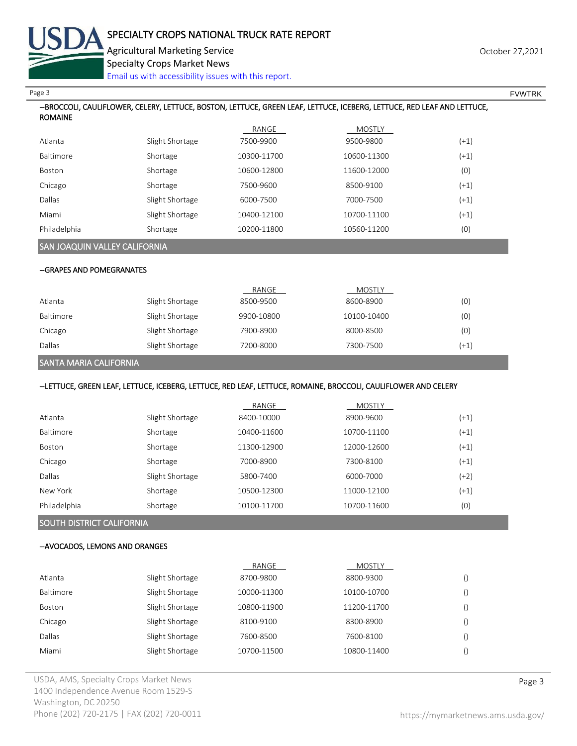--BROCCOLI, CAULIFLOWER, CELERY, LETTUCE, BOSTON, LETTUCE, GREEN LEAF, LETTUCE, ICEBERG, LETTUCE, RED LEAF AND LETTUCE, ROMAINE

| | | RANGE | MOSTLY | |
|---|---|---|---|---|
| Atlanta | Slight Shortage | 7500-9900 | 9500-9800 | (+1) |
| Baltimore | Shortage | 10300-11700 | 10600-11300 | (+1) |
| Boston | Shortage | 10600-12800 | 11600-12000 | (0) |
| Chicago | Shortage | 7500-9600 | 8500-9100 | (+1) |
| Dallas | Slight Shortage | 6000-7500 | 7000-7500 | (+1) |
| Miami | Slight Shortage | 10400-12100 | 10700-11100 | (+1) |
| Philadelphia | Shortage | 10200-11800 | 10560-11200 | (0) |

## SAN JOAQUIN VALLEY CALIFORNIA

--GRAPES AND POMEGRANATES

| | | RANGE | MOSTLY | |
|---|---|---|---|---|
| Atlanta | Slight Shortage | 8500-9500 | 8600-8900 | (0) |
| Baltimore | Slight Shortage | 9900-10800 | 10100-10400 | (0) |
| Chicago | Slight Shortage | 7900-8900 | 8000-8500 | (0) |
| Dallas | Slight Shortage | 7200-8000 | 7300-7500 | (+1) |

## SANTA MARIA CALIFORNIA

--LETTUCE, GREEN LEAF, LETTUCE, ICEBERG, LETTUCE, RED LEAF, LETTUCE, ROMAINE, BROCCOLI, CAULIFLOWER AND CELERY

| | | RANGE | MOSTLY | |
|---|---|---|---|---|
| Atlanta | Slight Shortage | 8400-10000 | 8900-9600 | (+1) |
| Baltimore | Shortage | 10400-11600 | 10700-11100 | (+1) |
| Boston | Shortage | 11300-12900 | 12000-12600 | (+1) |
| Chicago | Shortage | 7000-8900 | 7300-8100 | (+1) |
| Dallas | Slight Shortage | 5800-7400 | 6000-7000 | (+2) |
| New York | Shortage | 10500-12300 | 11000-12100 | (+1) |
| Philadelphia | Shortage | 10100-11700 | 10700-11600 | (0) |

## SOUTH DISTRICT CALIFORNIA

--AVOCADOS, LEMONS AND ORANGES

| | | RANGE | MOSTLY | |
|---|---|---|---|---|
| Atlanta | Slight Shortage | 8700-9800 | 8800-9300 | () |
| Baltimore | Slight Shortage | 10000-11300 | 10100-10700 | () |
| Boston | Slight Shortage | 10800-11900 | 11200-11700 | () |
| Chicago | Slight Shortage | 8100-9100 | 8300-8900 | () |
| Dallas | Slight Shortage | 7600-8500 | 7600-8100 | () |
| Miami | Slight Shortage | 10700-11500 | 10800-11400 | () |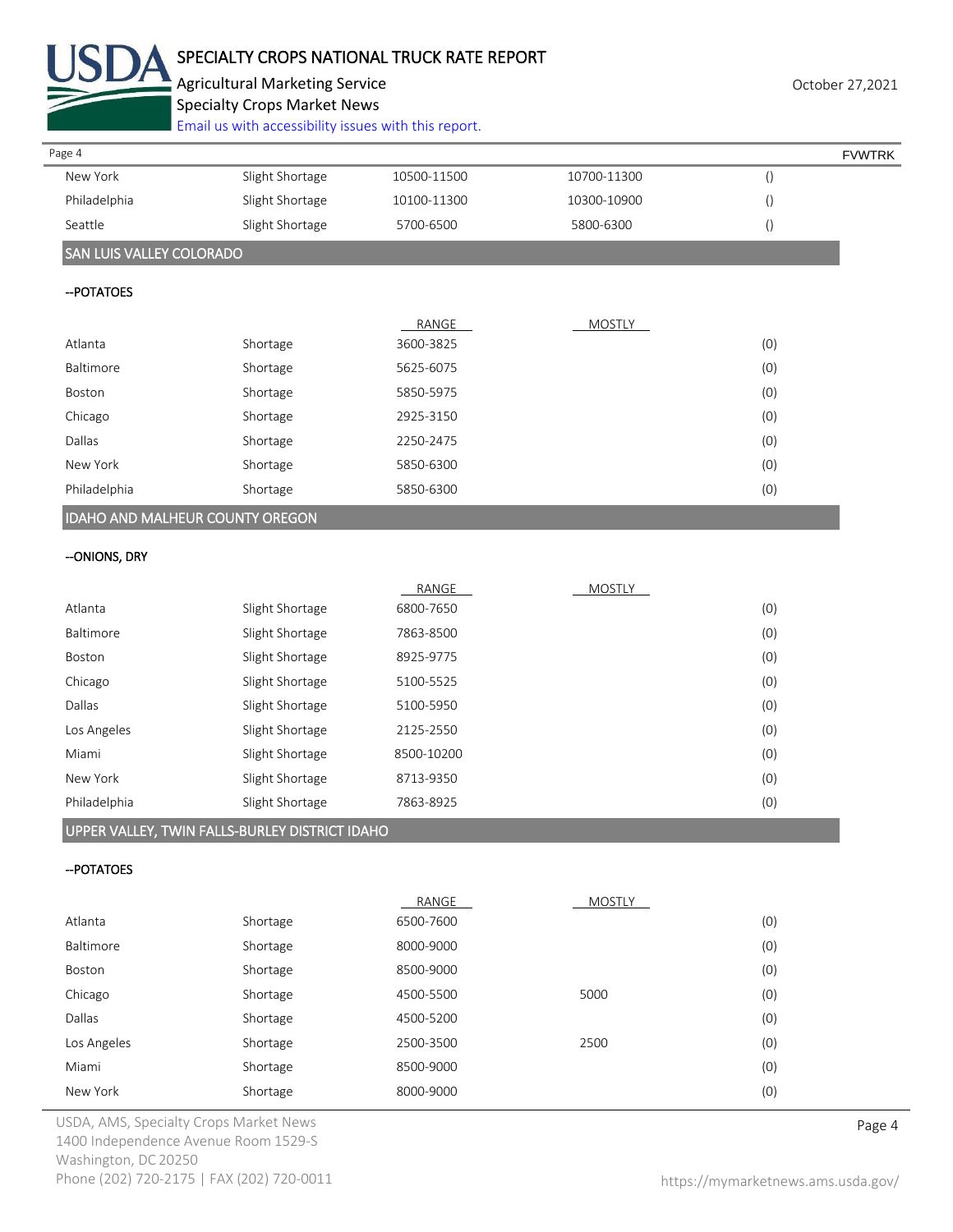| | | | | |
|---|---|---|---|---|
| New York | Slight Shortage | 10500-11500 | 10700-11300 | () |
| Philadelphia | Slight Shortage | 10100-11300 | 10300-10900 | () |
| Seattle | Slight Shortage | 5700-6500 | 5800-6300 | () |

## SAN LUIS VALLEY COLORADO

### --POTATOES

| | | RANGE | MOSTLY | |
|---|---|---|---|---|
| Atlanta | Shortage | 3600-3825 | | (0) |
| Baltimore | Shortage | 5625-6075 | | (0) |
| Boston | Shortage | 5850-5975 | | (0) |
| Chicago | Shortage | 2925-3150 | | (0) |
| Dallas | Shortage | 2250-2475 | | (0) |
| New York | Shortage | 5850-6300 | | (0) |
| Philadelphia | Shortage | 5850-6300 | | (0) |

## IDAHO AND MALHEUR COUNTY OREGON

### --ONIONS, DRY

| | | RANGE | MOSTLY | |
|---|---|---|---|---|
| Atlanta | Slight Shortage | 6800-7650 | | (0) |
| Baltimore | Slight Shortage | 7863-8500 | | (0) |
| Boston | Slight Shortage | 8925-9775 | | (0) |
| Chicago | Slight Shortage | 5100-5525 | | (0) |
| Dallas | Slight Shortage | 5100-5950 | | (0) |
| Los Angeles | Slight Shortage | 2125-2550 | | (0) |
| Miami | Slight Shortage | 8500-10200 | | (0) |
| New York | Slight Shortage | 8713-9350 | | (0) |
| Philadelphia | Slight Shortage | 7863-8925 | | (0) |

## UPPER VALLEY, TWIN FALLS-BURLEY DISTRICT IDAHO

### --POTATOES

| | | RANGE | MOSTLY | |
|---|---|---|---|---|
| Atlanta | Shortage | 6500-7600 | | (0) |
| Baltimore | Shortage | 8000-9000 | | (0) |
| Boston | Shortage | 8500-9000 | | (0) |
| Chicago | Shortage | 4500-5500 | 5000 | (0) |
| Dallas | Shortage | 4500-5200 | | (0) |
| Los Angeles | Shortage | 2500-3500 | 2500 | (0) |
| Miami | Shortage | 8500-9000 | | (0) |
| New York | Shortage | 8000-9000 | | (0) |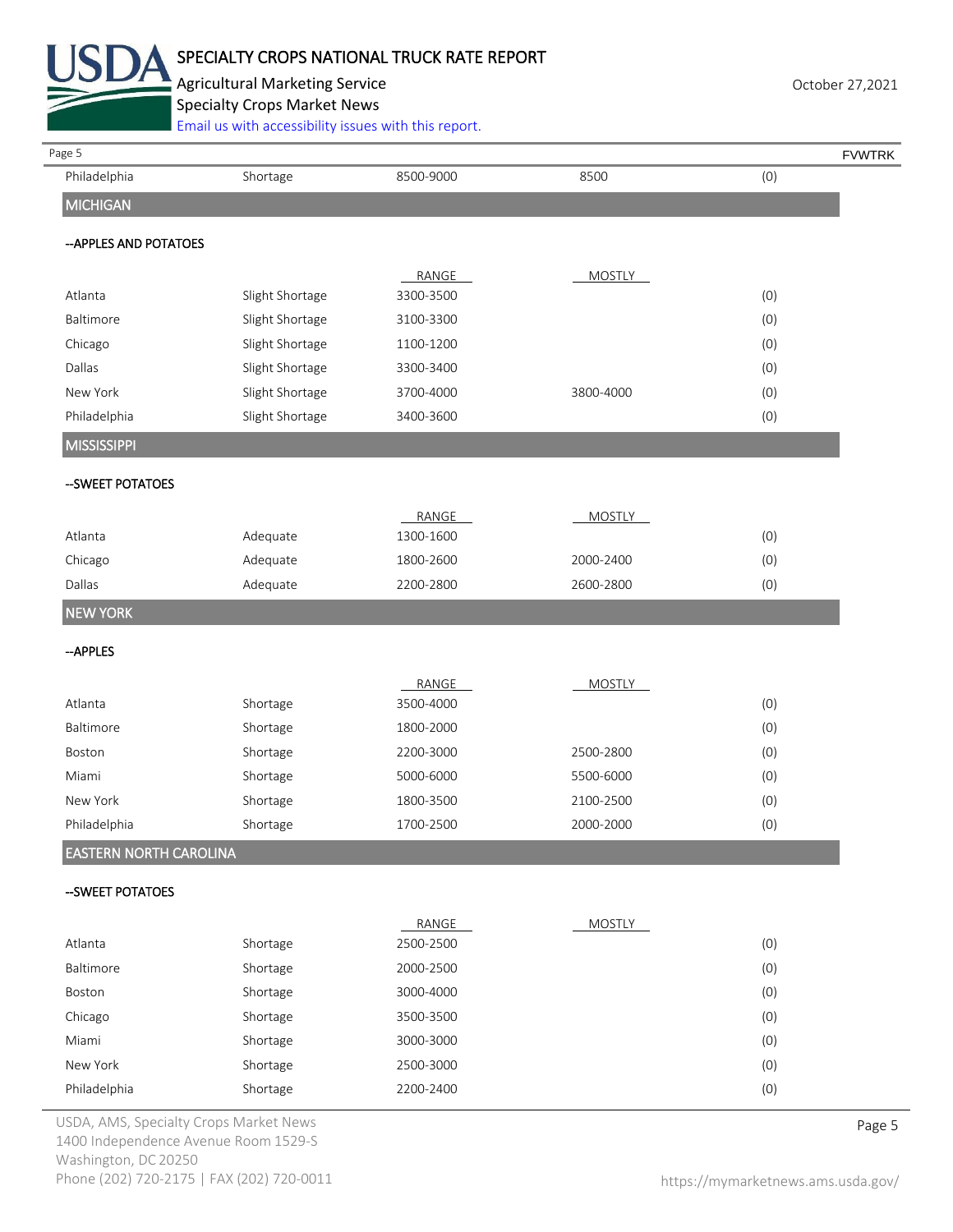| | | | | |
|---|---|---|---|---|
| Philadelphia | Shortage | 8500-9000 | 8500 | (0) |

## MICHIGAN

### --APPLES AND POTATOES

| | | RANGE | MOSTLY | |
|---|---|---|---|---|
| Atlanta | Slight Shortage | 3300-3500 | | (0) |
| Baltimore | Slight Shortage | 3100-3300 | | (0) |
| Chicago | Slight Shortage | 1100-1200 | | (0) |
| Dallas | Slight Shortage | 3300-3400 | | (0) |
| New York | Slight Shortage | 3700-4000 | 3800-4000 | (0) |
| Philadelphia | Slight Shortage | 3400-3600 | | (0) |

## MISSISSIPPI

### --SWEET POTATOES

| | | RANGE | MOSTLY | |
|---|---|---|---|---|
| Atlanta | Adequate | 1300-1600 | | (0) |
| Chicago | Adequate | 1800-2600 | 2000-2400 | (0) |
| Dallas | Adequate | 2200-2800 | 2600-2800 | (0) |

## NEW YORK

### --APPLES

| | | RANGE | MOSTLY | |
|---|---|---|---|---|
| Atlanta | Shortage | 3500-4000 | | (0) |
| Baltimore | Shortage | 1800-2000 | | (0) |
| Boston | Shortage | 2200-3000 | 2500-2800 | (0) |
| Miami | Shortage | 5000-6000 | 5500-6000 | (0) |
| New York | Shortage | 1800-3500 | 2100-2500 | (0) |
| Philadelphia | Shortage | 1700-2500 | 2000-2000 | (0) |

## EASTERN NORTH CAROLINA

### --SWEET POTATOES

| | | RANGE | MOSTLY | |
|---|---|---|---|---|
| Atlanta | Shortage | 2500-2500 | | (0) |
| Baltimore | Shortage | 2000-2500 | | (0) |
| Boston | Shortage | 3000-4000 | | (0) |
| Chicago | Shortage | 3500-3500 | | (0) |
| Miami | Shortage | 3000-3000 | | (0) |
| New York | Shortage | 2500-3000 | | (0) |
| Philadelphia | Shortage | 2200-2400 | | (0) |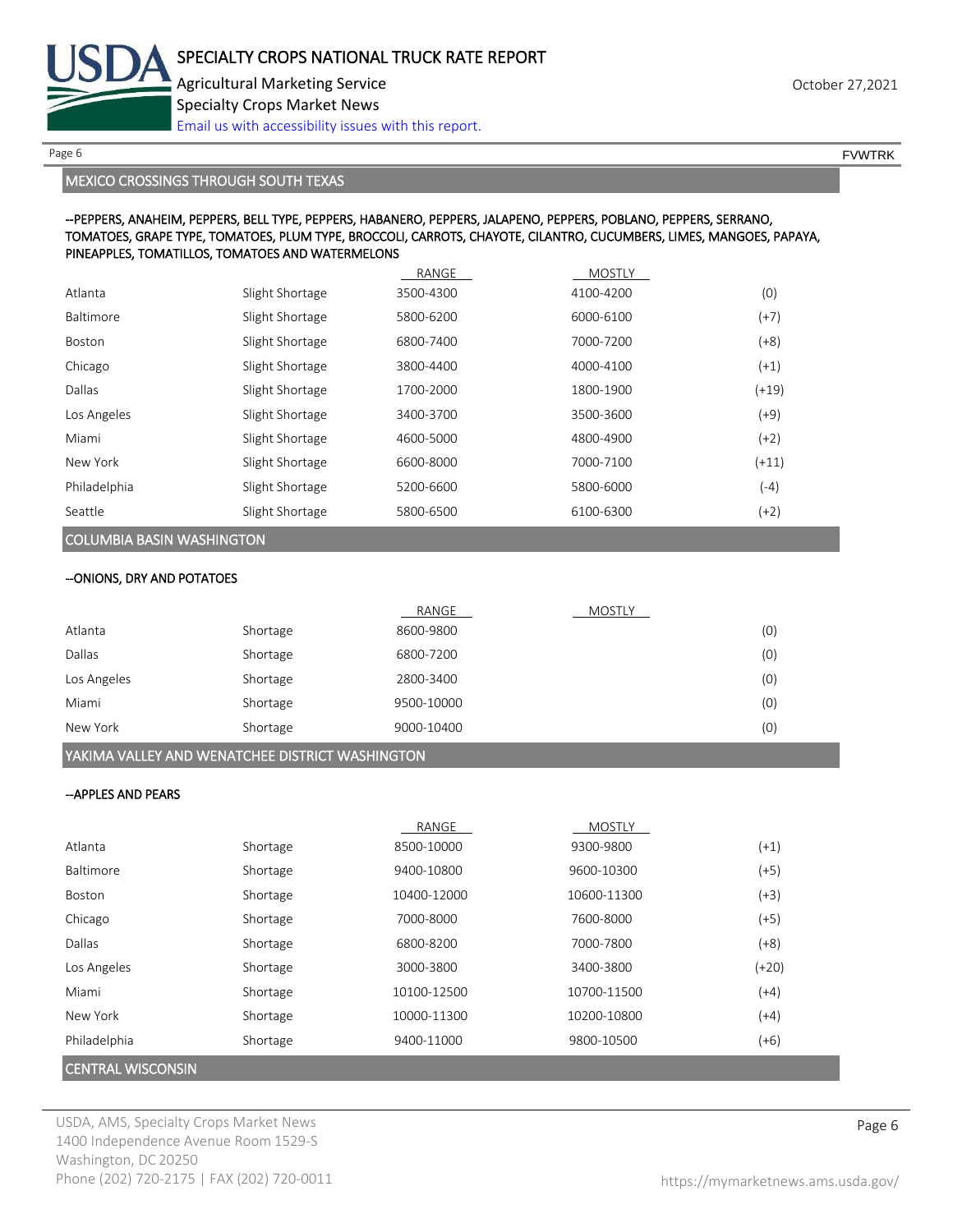## MEXICO CROSSINGS THROUGH SOUTH TEXAS

--PEPPERS, ANAHEIM, PEPPERS, BELL TYPE, PEPPERS, HABANERO, PEPPERS, JALAPENO, PEPPERS, POBLANO, PEPPERS, SERRANO, TOMATOES, GRAPE TYPE, TOMATOES, PLUM TYPE, BROCCOLI, CARROTS, CHAYOTE, CILANTRO, CUCUMBERS, LIMES, MANGOES, PAPAYA, PINEAPPLES, TOMATILLOS, TOMATOES AND WATERMELONS

| | | RANGE | MOSTLY | |
|---|---|---|---|---|
| Atlanta | Slight Shortage | 3500-4300 | 4100-4200 | (0) |
| Baltimore | Slight Shortage | 5800-6200 | 6000-6100 | (+7) |
| Boston | Slight Shortage | 6800-7400 | 7000-7200 | (+8) |
| Chicago | Slight Shortage | 3800-4400 | 4000-4100 | (+1) |
| Dallas | Slight Shortage | 1700-2000 | 1800-1900 | (+19) |
| Los Angeles | Slight Shortage | 3400-3700 | 3500-3600 | (+9) |
| Miami | Slight Shortage | 4600-5000 | 4800-4900 | (+2) |
| New York | Slight Shortage | 6600-8000 | 7000-7100 | (+11) |
| Philadelphia | Slight Shortage | 5200-6600 | 5800-6000 | (-4) |
| Seattle | Slight Shortage | 5800-6500 | 6100-6300 | (+2) |

## COLUMBIA BASIN WASHINGTON

--ONIONS, DRY AND POTATOES

| | | RANGE | MOSTLY | |
|---|---|---|---|---|
| Atlanta | Shortage | 8600-9800 | | (0) |
| Dallas | Shortage | 6800-7200 | | (0) |
| Los Angeles | Shortage | 2800-3400 | | (0) |
| Miami | Shortage | 9500-10000 | | (0) |
| New York | Shortage | 9000-10400 | | (0) |

## YAKIMA VALLEY AND WENATCHEE DISTRICT WASHINGTON

--APPLES AND PEARS

| | | RANGE | MOSTLY | |
|---|---|---|---|---|
| Atlanta | Shortage | 8500-10000 | 9300-9800 | (+1) |
| Baltimore | Shortage | 9400-10800 | 9600-10300 | (+5) |
| Boston | Shortage | 10400-12000 | 10600-11300 | (+3) |
| Chicago | Shortage | 7000-8000 | 7600-8000 | (+5) |
| Dallas | Shortage | 6800-8200 | 7000-7800 | (+8) |
| Los Angeles | Shortage | 3000-3800 | 3400-3800 | (+20) |
| Miami | Shortage | 10100-12500 | 10700-11500 | (+4) |
| New York | Shortage | 10000-11300 | 10200-10800 | (+4) |
| Philadelphia | Shortage | 9400-11000 | 9800-10500 | (+6) |

## CENTRAL WISCONSIN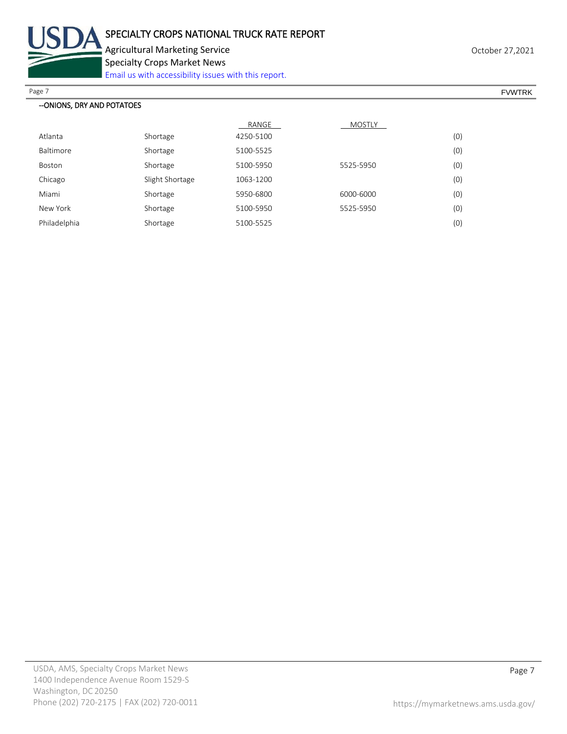--ONIONS, DRY AND POTATOES

| | | RANGE | MOSTLY | |
|---|---|---|---|---|
| Atlanta | Shortage | 4250-5100 | | (0) |
| Baltimore | Shortage | 5100-5525 | | (0) |
| Boston | Shortage | 5100-5950 | 5525-5950 | (0) |
| Chicago | Slight Shortage | 1063-1200 | | (0) |
| Miami | Shortage | 5950-6800 | 6000-6000 | (0) |
| New York | Shortage | 5100-5950 | 5525-5950 | (0) |
| Philadelphia | Shortage | 5100-5525 | | (0) |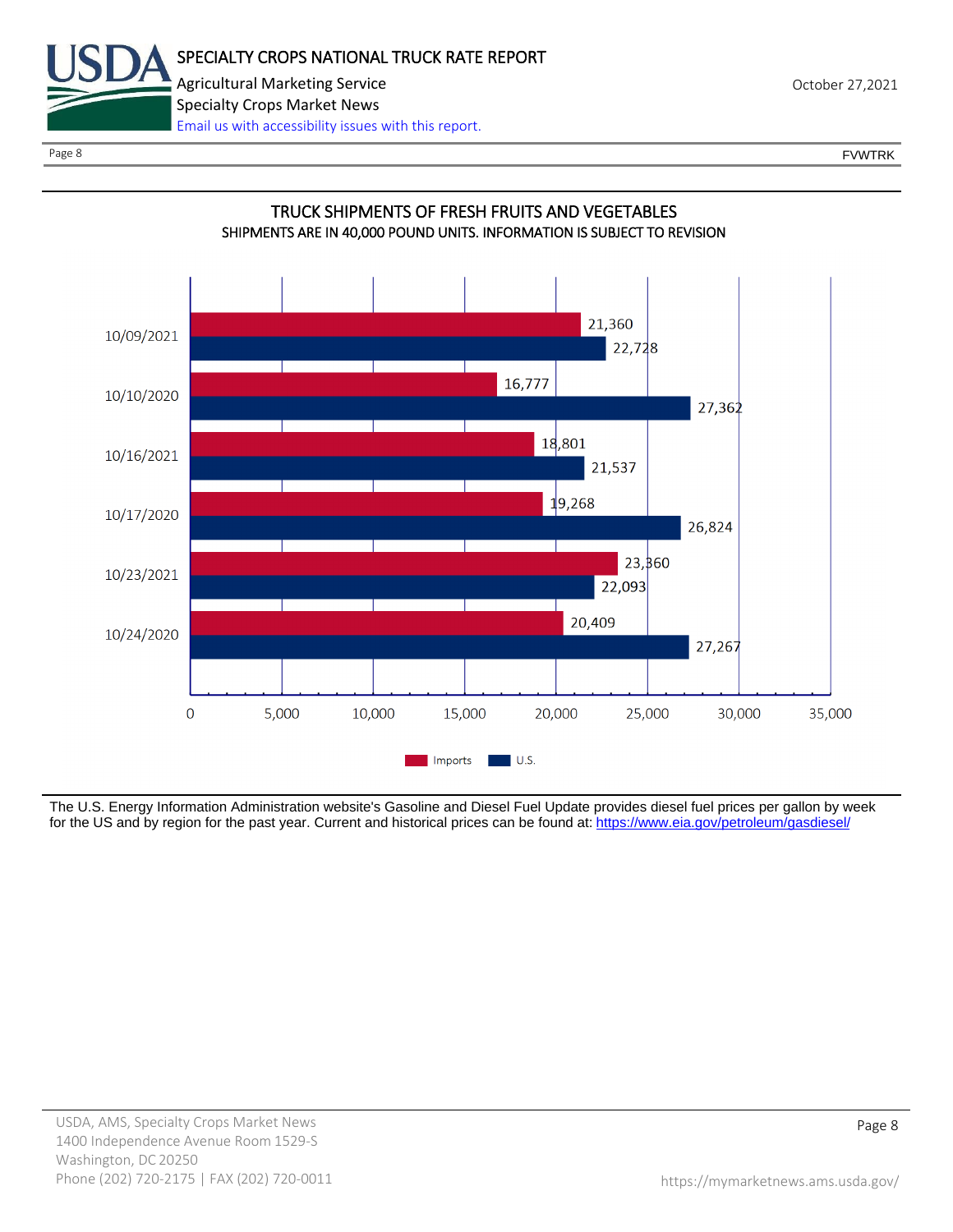TRUCK SHIPMENTS OF FRESH FRUITS AND VEGETABLES

SHIPMENTS ARE IN 40,000 POUND UNITS. INFORMATION IS SUBJECT TO REVISION

10/09/2021
21,360
22,728

10/10/2020
16,777
27,362

10/16/2021
18,801
21,537

10/17/2020
19,268
26,824

10/23/2021
23,360
22,093

10/24/2020
20,409
27,267

0
5,000
10,000
15,000
20,000
25,000
30,000
35,000

Imports
U.S.

The U.S. Energy Information Administration website's Gasoline and Diesel Fuel Update provides diesel fuel prices per gallon by week for the US and by region for the past year. Current and historical prices can be found at: https://www.eia.gov/petroleum/gasdiesel/